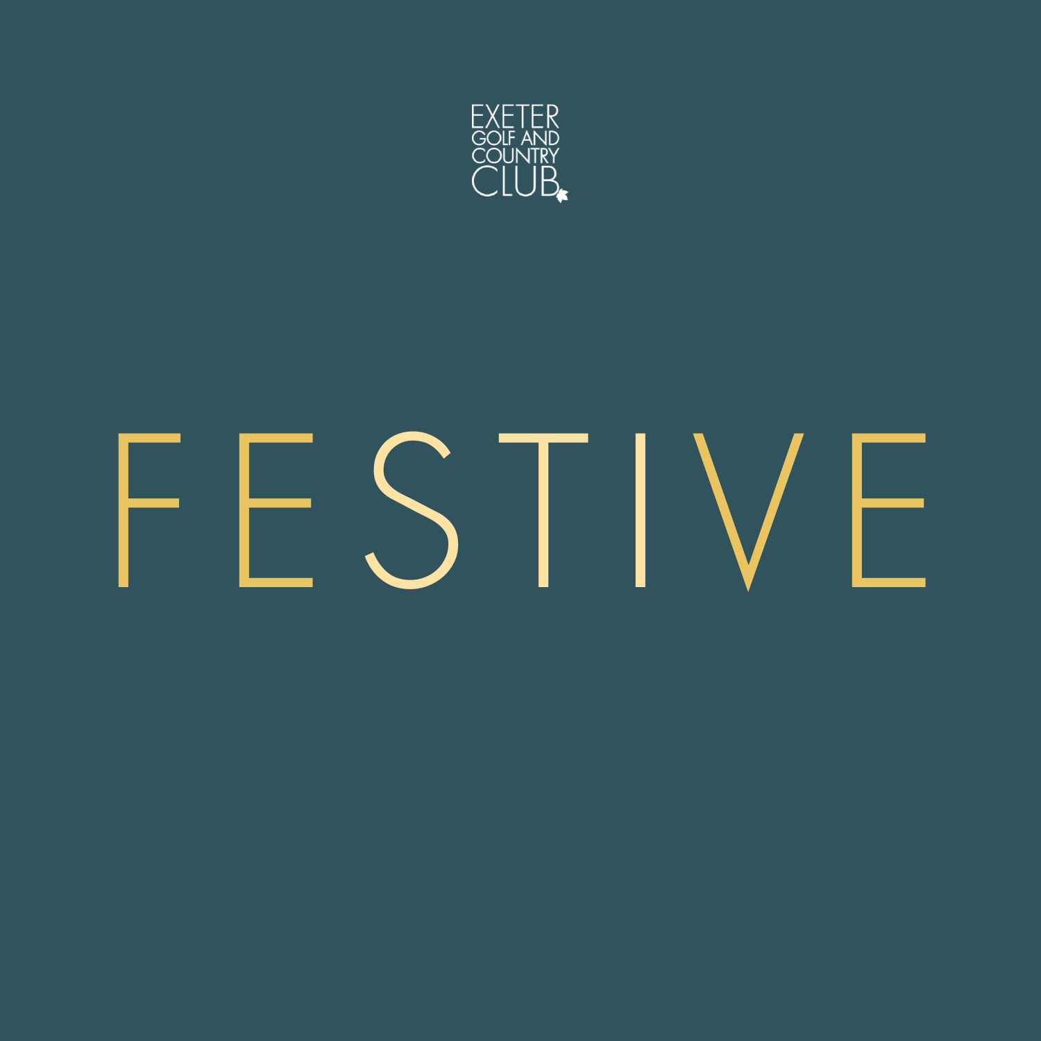EXETER GOLF AND COUNTRY CLUB

# FESTIVE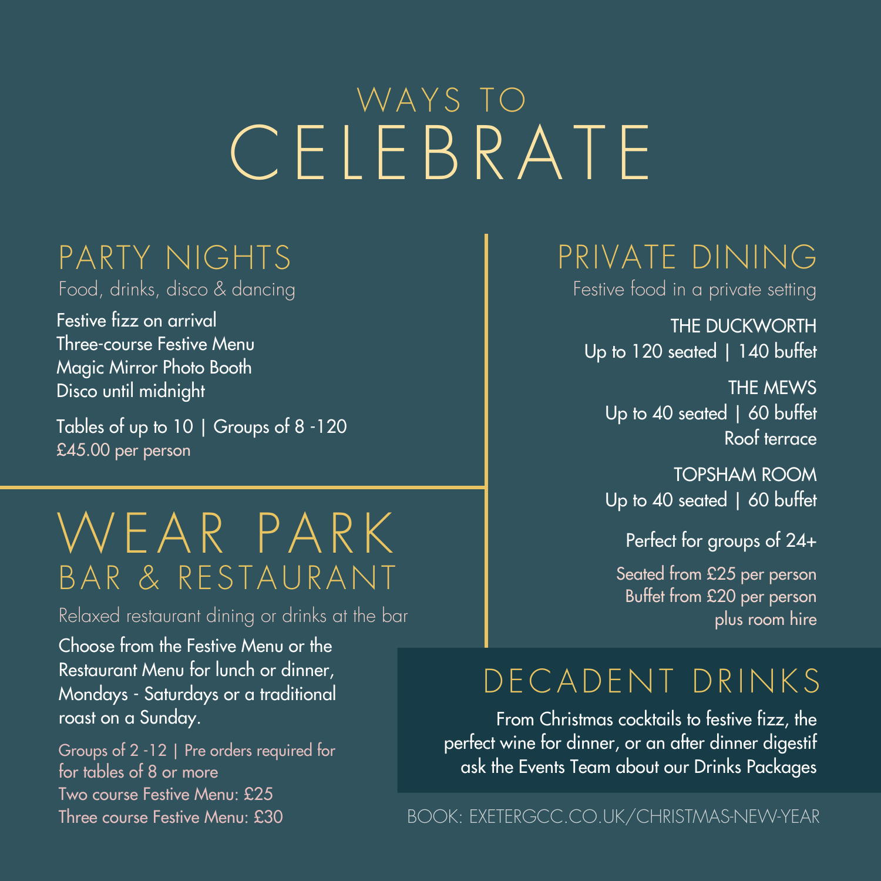# WAYS TO CELEBRATE

## PARTY NIGHTS

Food, drinks, disco & dancing

Festive fizz on arrival
Three-course Festive Menu
Magic Mirror Photo Booth
Disco until midnight

Tables of up to 10 | Groups of 8 -120
£45.00 per person

## WEAR PARK BAR & RESTAURANT

Relaxed restaurant dining or drinks at the bar

Choose from the Festive Menu or the Restaurant Menu for lunch or dinner, Mondays - Saturdays or a traditional roast on a Sunday.

Groups of 2 -12 | Pre orders required for for tables of 8 or more
Two course Festive Menu: £25
Three course Festive Menu: £30

## PRIVATE DINING

Festive food in a private setting

THE DUCKWORTH
Up to 120 seated | 140 buffet

THE MEWS
Up to 40 seated | 60 buffet
Roof terrace

TOPSHAM ROOM
Up to 40 seated | 60 buffet

Perfect for groups of 24+

Seated from £25 per person
Buffet from £20 per person
plus room hire

## DECADENT DRINKS

From Christmas cocktails to festive fizz, the perfect wine for dinner, or an after dinner digestif ask the Events Team about our Drinks Packages

BOOK: EXETERGCC.CO.UK/CHRISTMAS-NEW-YEAR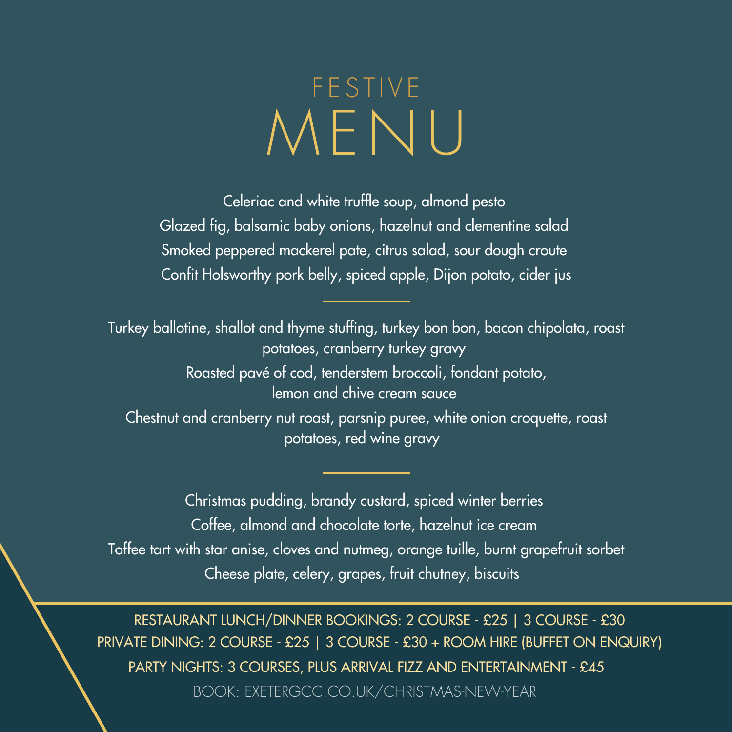# FESTIVE MENU

Celeriac and white truffle soup, almond pesto

Glazed fig, balsamic baby onions, hazelnut and clementine salad

Smoked peppered mackerel pate, citrus salad, sour dough croute

Confit Holsworthy pork belly, spiced apple, Dijon potato, cider jus

---

Turkey ballotine, shallot and thyme stuffing, turkey bon bon, bacon chipolata, roast potatoes, cranberry turkey gravy

Roasted pavé of cod, tenderstem broccoli, fondant potato, lemon and chive cream sauce

Chestnut and cranberry nut roast, parsnip puree, white onion croquette, roast potatoes, red wine gravy

---

Christmas pudding, brandy custard, spiced winter berries

Coffee, almond and chocolate torte, hazelnut ice cream

Toffee tart with star anise, cloves and nutmeg, orange tuille, burnt grapefruit sorbet

Cheese plate, celery, grapes, fruit chutney, biscuits

RESTAURANT LUNCH/DINNER BOOKINGS: 2 COURSE - £25 | 3 COURSE - £30

PRIVATE DINING: 2 COURSE - £25 | 3 COURSE - £30 + ROOM HIRE (BUFFET ON ENQUIRY)

PARTY NIGHTS: 3 COURSES, PLUS ARRIVAL FIZZ AND ENTERTAINMENT - £45

BOOK: EXETERGCC.CO.UK/CHRISTMAS-NEW-YEAR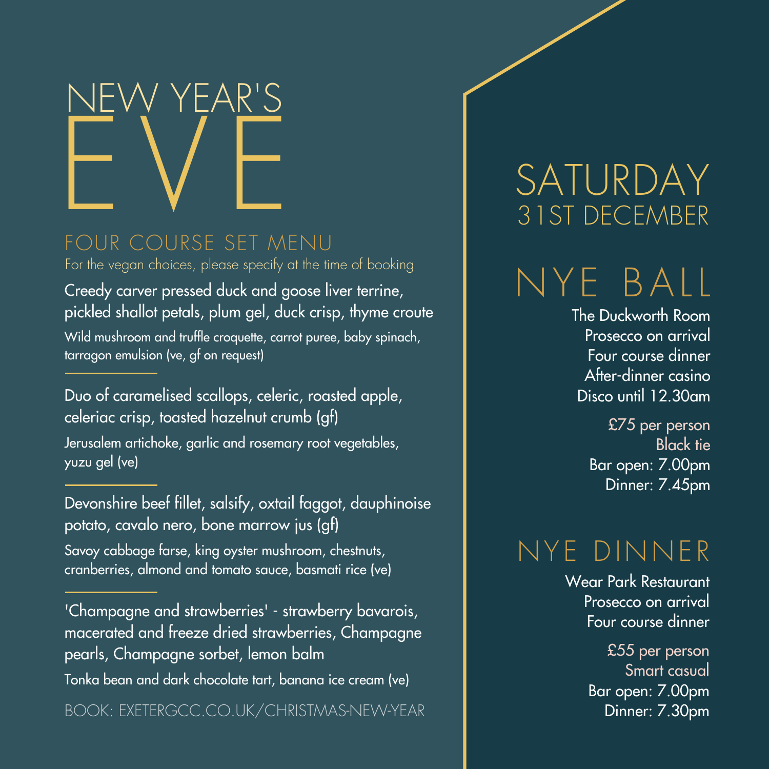# NEW YEAR'S EVE

## FOUR COURSE SET MENU

For the vegan choices, please specify at the time of booking

Creedy carver pressed duck and goose liver terrine, pickled shallot petals, plum gel, duck crisp, thyme croute

Wild mushroom and truffle croquette, carrot puree, baby spinach, tarragon emulsion (ve, gf on request)

---

Duo of caramelised scallops, celeric, roasted apple, celeriac crisp, toasted hazelnut crumb (gf)

Jerusalem artichoke, garlic and rosemary root vegetables, yuzu gel (ve)

---

Devonshire beef fillet, salsify, oxtail faggot, dauphinoise potato, cavalo nero, bone marrow jus (gf)

Savoy cabbage farse, king oyster mushroom, chestnuts, cranberries, almond and tomato sauce, basmati rice (ve)

---

'Champagne and strawberries' - strawberry bavarois, macerated and freeze dried strawberries, Champagne pearls, Champagne sorbet, lemon balm

Tonka bean and dark chocolate tart, banana ice cream (ve)

BOOK: EXETERGCC.CO.UK/CHRISTMAS-NEW-YEAR

## SATURDAY 31ST DECEMBER

## NYE BALL

The Duckworth Room
Prosecco on arrival
Four course dinner
After-dinner casino
Disco until 12.30am

£75 per person
Black tie
Bar open: 7.00pm
Dinner: 7.45pm

## NYE DINNER

Wear Park Restaurant
Prosecco on arrival
Four course dinner

£55 per person
Smart casual
Bar open: 7.00pm
Dinner: 7.30pm